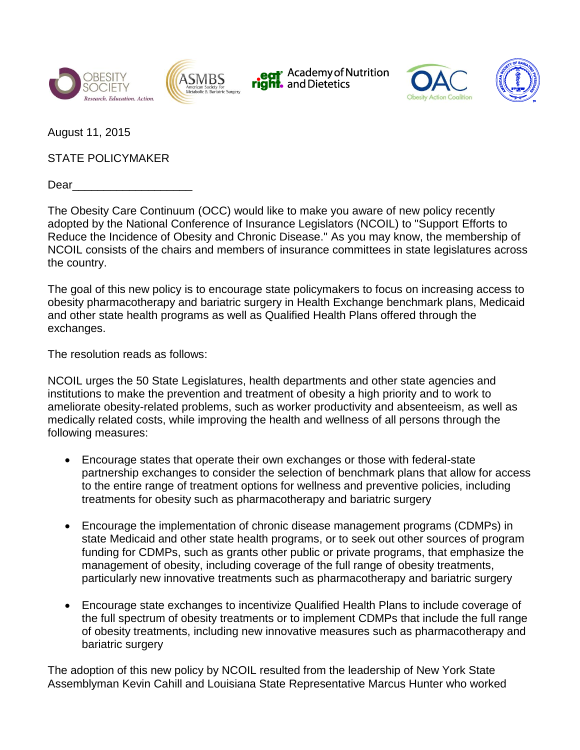August 11, 2015

STATE POLICYMAKER

Dear___________________

The Obesity Care Continuum (OCC) would like to make you aware of new policy recently adopted by the National Conference of Insurance Legislators (NCOIL) to "Support Efforts to Reduce the Incidence of Obesity and Chronic Disease." As you may know, the membership of NCOIL consists of the chairs and members of insurance committees in state legislatures across the country.

The goal of this new policy is to encourage state policymakers to focus on increasing access to obesity pharmacotherapy and bariatric surgery in Health Exchange benchmark plans, Medicaid and other state health programs as well as Qualified Health Plans offered through the exchanges.

The resolution reads as follows:

NCOIL urges the 50 State Legislatures, health departments and other state agencies and institutions to make the prevention and treatment of obesity a high priority and to work to ameliorate obesity-related problems, such as worker productivity and absenteeism, as well as medically related costs, while improving the health and wellness of all persons through the following measures:

- Encourage states that operate their own exchanges or those with federal-state partnership exchanges to consider the selection of benchmark plans that allow for access to the entire range of treatment options for wellness and preventive policies, including treatments for obesity such as pharmacotherapy and bariatric surgery
- Encourage the implementation of chronic disease management programs (CDMPs) in state Medicaid and other state health programs, or to seek out other sources of program funding for CDMPs, such as grants other public or private programs, that emphasize the management of obesity, including coverage of the full range of obesity treatments, particularly new innovative treatments such as pharmacotherapy and bariatric surgery
- Encourage state exchanges to incentivize Qualified Health Plans to include coverage of the full spectrum of obesity treatments or to implement CDMPs that include the full range of obesity treatments, including new innovative measures such as pharmacotherapy and bariatric surgery

The adoption of this new policy by NCOIL resulted from the leadership of New York State Assemblyman Kevin Cahill and Louisiana State Representative Marcus Hunter who worked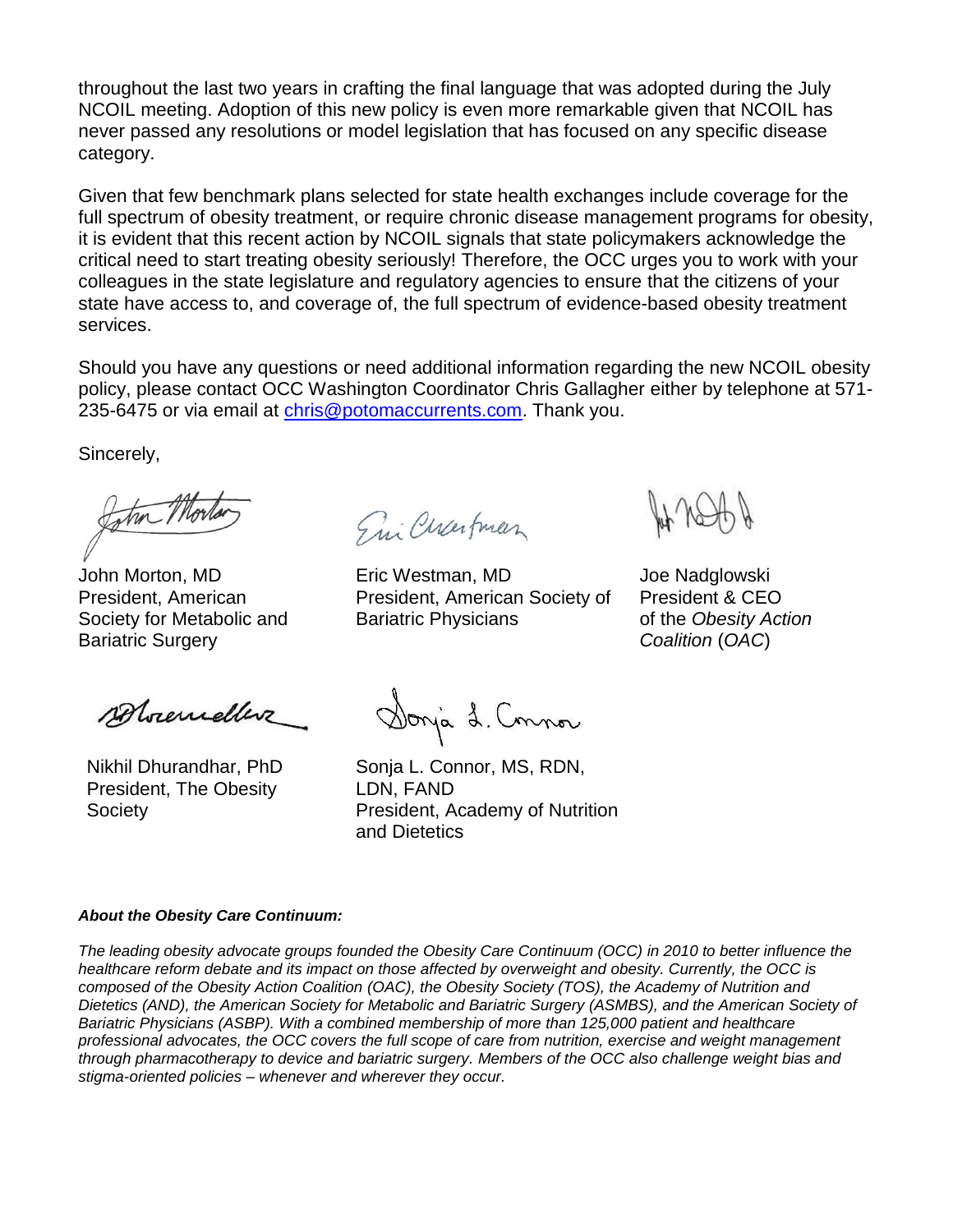throughout the last two years in crafting the final language that was adopted during the July NCOIL meeting. Adoption of this new policy is even more remarkable given that NCOIL has never passed any resolutions or model legislation that has focused on any specific disease category.

Given that few benchmark plans selected for state health exchanges include coverage for the full spectrum of obesity treatment, or require chronic disease management programs for obesity, it is evident that this recent action by NCOIL signals that state policymakers acknowledge the critical need to start treating obesity seriously! Therefore, the OCC urges you to work with your colleagues in the state legislature and regulatory agencies to ensure that the citizens of your state have access to, and coverage of, the full spectrum of evidence-based obesity treatment services.

Should you have any questions or need additional information regarding the new NCOIL obesity policy, please contact OCC Washington Coordinator Chris Gallagher either by telephone at 571-235-6475 or via email at [chris@potomaccurrents.com](mailto:chris@potomaccurrents.com). Thank you.

Sincerely,

John Morton, MD
President, American Society for Metabolic and Bariatric Surgery

Eric Westman, MD
President, American Society of Bariatric Physicians

Joe Nadglowski
President & CEO of the *Obesity Action Coalition* (*OAC*)

Nikhil Dhurandhar, PhD
President, The Obesity Society

Sonja L. Connor, MS, RDN, LDN, FAND
President, Academy of Nutrition and Dietetics

***About the Obesity Care Continuum:***

*The leading obesity advocate groups founded the Obesity Care Continuum (OCC) in 2010 to better influence the healthcare reform debate and its impact on those affected by overweight and obesity. Currently, the OCC is composed of the Obesity Action Coalition (OAC), the Obesity Society (TOS), the Academy of Nutrition and Dietetics (AND), the American Society for Metabolic and Bariatric Surgery (ASMBS), and the American Society of Bariatric Physicians (ASBP). With a combined membership of more than 125,000 patient and healthcare professional advocates, the OCC covers the full scope of care from nutrition, exercise and weight management through pharmacotherapy to device and bariatric surgery. Members of the OCC also challenge weight bias and stigma-oriented policies – whenever and wherever they occur.*